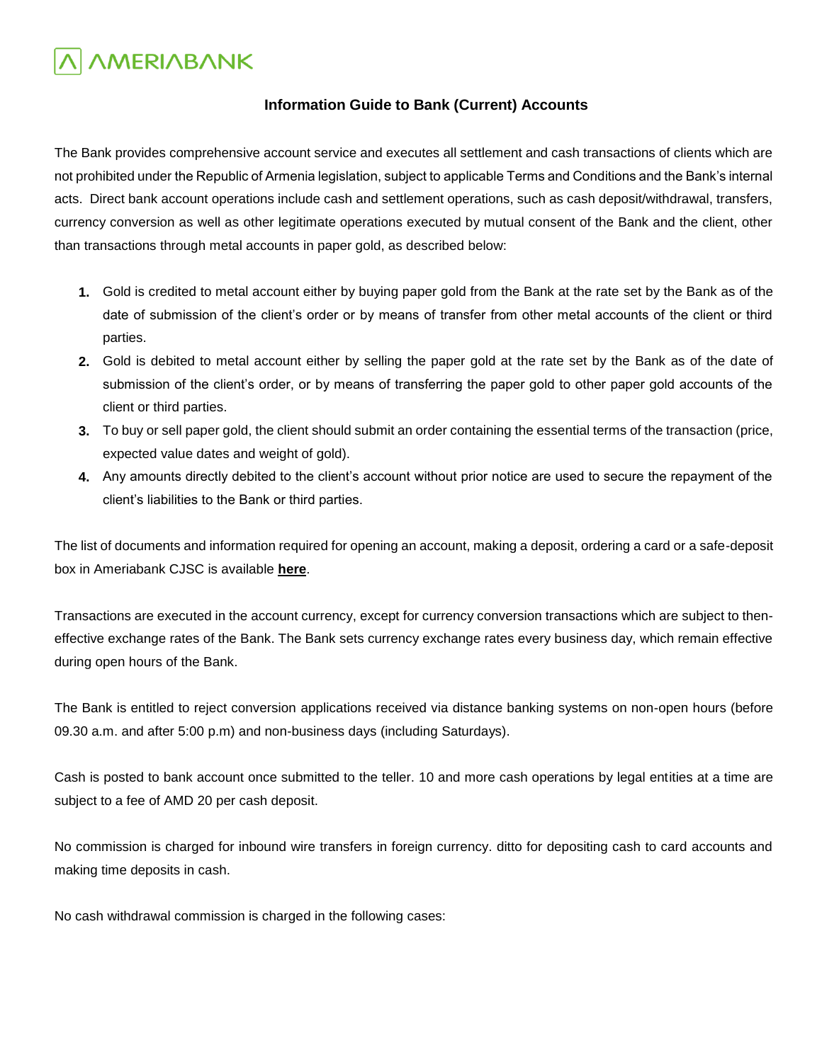# Information Guide to Bank (Current) Accounts

The Bank provides comprehensive account service and executes all settlement and cash transactions of clients which are not prohibited under the Republic of Armenia legislation, subject to applicable Terms and Conditions and the Bank's internal acts. Direct bank account operations include cash and settlement operations, such as cash deposit/withdrawal, transfers, currency conversion as well as other legitimate operations executed by mutual consent of the Bank and the client, other than transactions through metal accounts in paper gold, as described below:

1. Gold is credited to metal account either by buying paper gold from the Bank at the rate set by the Bank as of the date of submission of the client's order or by means of transfer from other metal accounts of the client or third parties.
2. Gold is debited to metal account either by selling the paper gold at the rate set by the Bank as of the date of submission of the client's order, or by means of transferring the paper gold to other paper gold accounts of the client or third parties.
3. To buy or sell paper gold, the client should submit an order containing the essential terms of the transaction (price, expected value dates and weight of gold).
4. Any amounts directly debited to the client's account without prior notice are used to secure the repayment of the client's liabilities to the Bank or third parties.

The list of documents and information required for opening an account, making a deposit, ordering a card or a safe-deposit box in Ameriabank CJSC is available **here**.

Transactions are executed in the account currency, except for currency conversion transactions which are subject to then-effective exchange rates of the Bank. The Bank sets currency exchange rates every business day, which remain effective during open hours of the Bank.

The Bank is entitled to reject conversion applications received via distance banking systems on non-open hours (before 09.30 a.m. and after 5:00 p.m) and non-business days (including Saturdays).

Cash is posted to bank account once submitted to the teller. 10 and more cash operations by legal entities at a time are subject to a fee of AMD 20 per cash deposit.

No commission is charged for inbound wire transfers in foreign currency. ditto for depositing cash to card accounts and making time deposits in cash.

No cash withdrawal commission is charged in the following cases: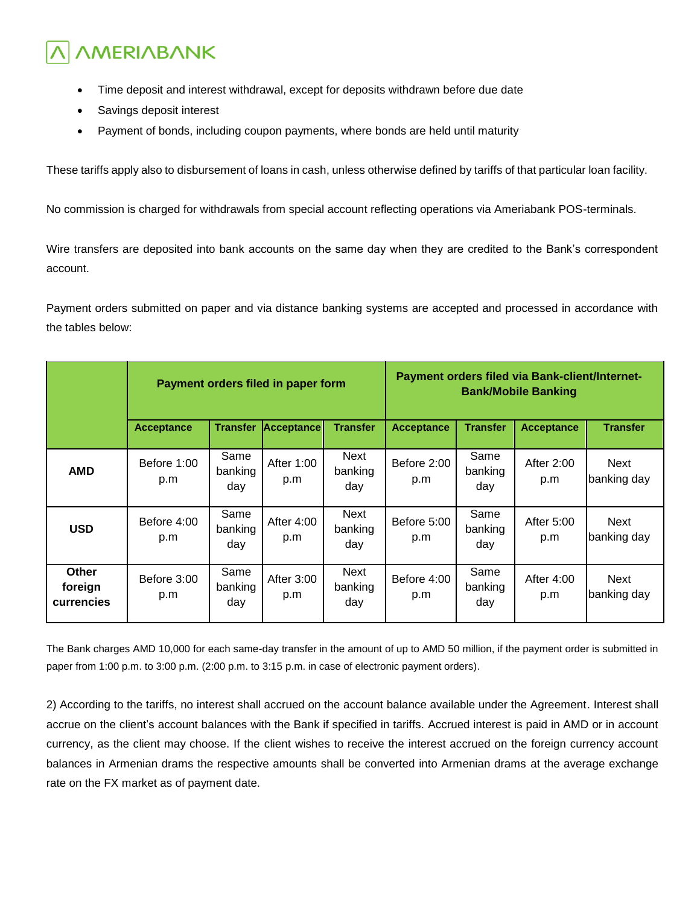- Time deposit and interest withdrawal, except for deposits withdrawn before due date
- Savings deposit interest
- Payment of bonds, including coupon payments, where bonds are held until maturity

These tariffs apply also to disbursement of loans in cash, unless otherwise defined by tariffs of that particular loan facility.

No commission is charged for withdrawals from special account reflecting operations via Ameriabank POS-terminals.

Wire transfers are deposited into bank accounts on the same day when they are credited to the Bank's correspondent account.

Payment orders submitted on paper and via distance banking systems are accepted and processed in accordance with the tables below:

| | **Payment orders filed in paper form** | | | | **Payment orders filed via Bank-client/Internet-Bank/Mobile Banking** | | | |
|---|---|---|---|---|---|---|---|---|
| | **Acceptance** | **Transfer** | **Acceptance** | **Transfer** | **Acceptance** | **Transfer** | **Acceptance** | **Transfer** |
| **AMD** | Before 1:00 p.m | Same banking day | After 1:00 p.m | Next banking day | Before 2:00 p.m | Same banking day | After 2:00 p.m | Next banking day |
| **USD** | Before 4:00 p.m | Same banking day | After 4:00 p.m | Next banking day | Before 5:00 p.m | Same banking day | After 5:00 p.m | Next banking day |
| **Other foreign currencies** | Before 3:00 p.m | Same banking day | After 3:00 p.m | Next banking day | Before 4:00 p.m | Same banking day | After 4:00 p.m | Next banking day |

The Bank charges AMD 10,000 for each same-day transfer in the amount of up to AMD 50 million, if the payment order is submitted in paper from 1:00 p.m. to 3:00 p.m. (2:00 p.m. to 3:15 p.m. in case of electronic payment orders).

2) According to the tariffs, no interest shall accrued on the account balance available under the Agreement. Interest shall accrue on the client's account balances with the Bank if specified in tariffs. Accrued interest is paid in AMD or in account currency, as the client may choose. If the client wishes to receive the interest accrued on the foreign currency account balances in Armenian drams the respective amounts shall be converted into Armenian drams at the average exchange rate on the FX market as of payment date.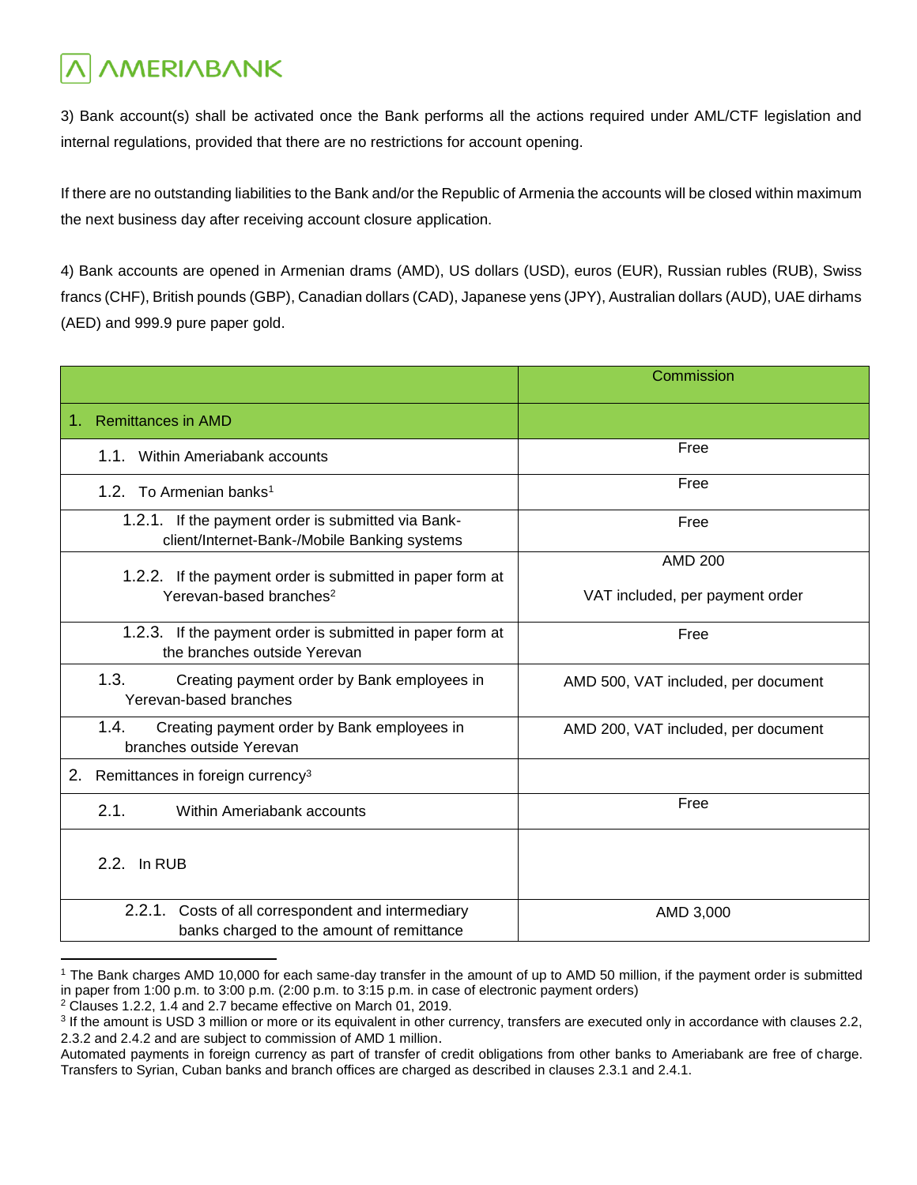3) Bank account(s) shall be activated once the Bank performs all the actions required under AML/CTF legislation and internal regulations, provided that there are no restrictions for account opening.

If there are no outstanding liabilities to the Bank and/or the Republic of Armenia the accounts will be closed within maximum the next business day after receiving account closure application.

4) Bank accounts are opened in Armenian drams (AMD), US dollars (USD), euros (EUR), Russian rubles (RUB), Swiss francs (CHF), British pounds (GBP), Canadian dollars (CAD), Japanese yens (JPY), Australian dollars (AUD), UAE dirhams (AED) and 999.9 pure paper gold.

| | Commission |
|---|---|
| 1. Remittances in AMD | |
| 1.1. Within Ameriabank accounts | Free |
| 1.2. To Armenian banks[1] | Free |
| 1.2.1. If the payment order is submitted via Bank-client/Internet-Bank-/Mobile Banking systems | Free |
| 1.2.2. If the payment order is submitted in paper form at Yerevan-based branches[2] | AMD 200<br><br>VAT included, per payment order |
| 1.2.3. If the payment order is submitted in paper form at the branches outside Yerevan | Free |
| 1.3. Creating payment order by Bank employees in Yerevan-based branches | AMD 500, VAT included, per document |
| 1.4. Creating payment order by Bank employees in branches outside Yerevan | AMD 200, VAT included, per document |
| 2. Remittances in foreign currency[3] | |
| 2.1. Within Ameriabank accounts | Free |
| 2.2. In RUB | |
| 2.2.1. Costs of all correspondent and intermediary banks charged to the amount of remittance | AMD 3,000 |

[1] The Bank charges AMD 10,000 for each same-day transfer in the amount of up to AMD 50 million, if the payment order is submitted in paper from 1:00 p.m. to 3:00 p.m. (2:00 p.m. to 3:15 p.m. in case of electronic payment orders)

[2] Clauses 1.2.2, 1.4 and 2.7 became effective on March 01, 2019.

[3] If the amount is USD 3 million or more or its equivalent in other currency, transfers are executed only in accordance with clauses 2.2, 2.3.2 and 2.4.2 and are subject to commission of AMD 1 million.

Automated payments in foreign currency as part of transfer of credit obligations from other banks to Ameriabank are free of charge. Transfers to Syrian, Cuban banks and branch offices are charged as described in clauses 2.3.1 and 2.4.1.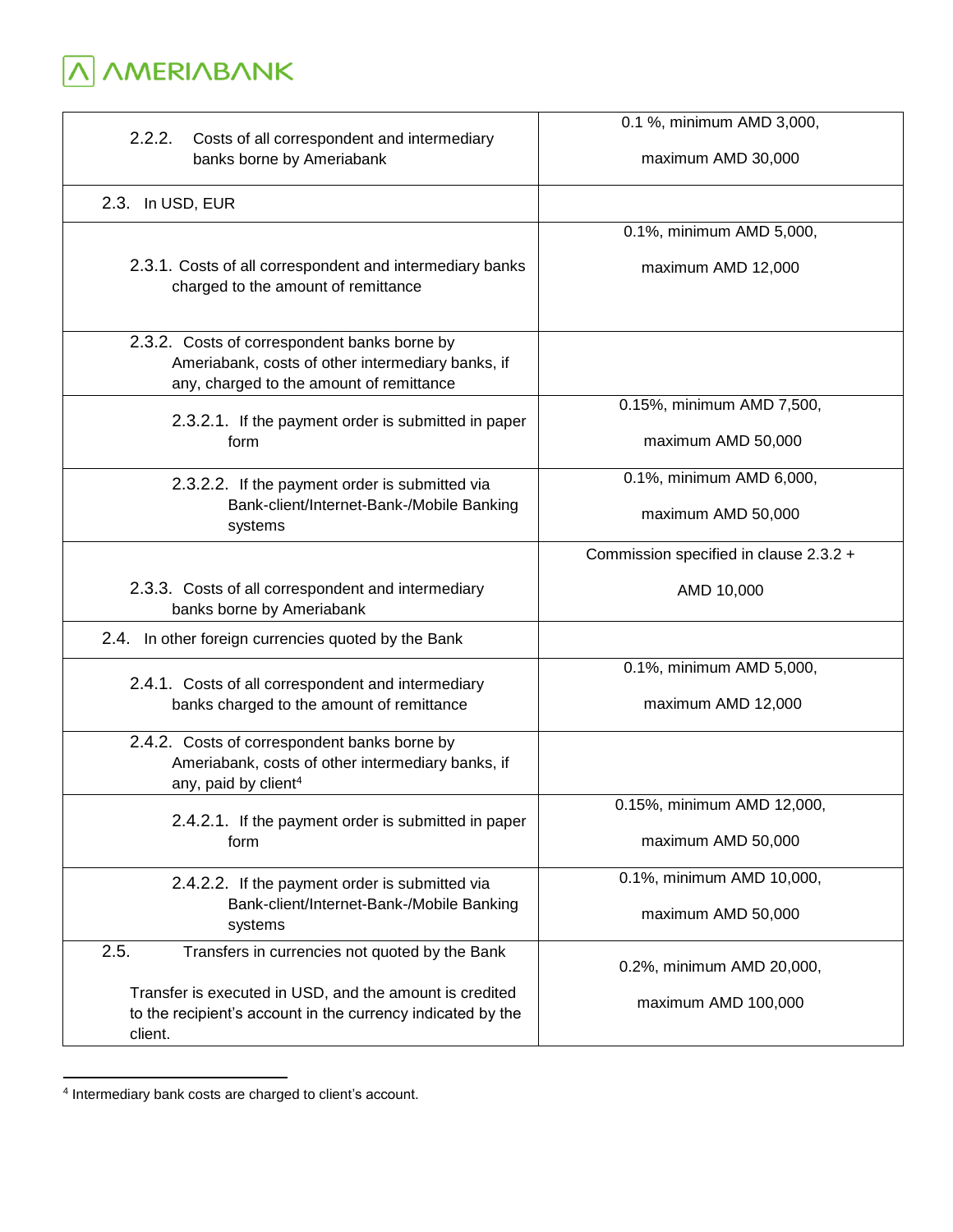| | |
|---|---|
| 2.2.2. Costs of all correspondent and intermediary banks borne by Ameriabank | 0.1 %, minimum AMD 3,000, maximum AMD 30,000 |
| 2.3. In USD, EUR | |
| 2.3.1. Costs of all correspondent and intermediary banks charged to the amount of remittance | 0.1%, minimum AMD 5,000, maximum AMD 12,000 |
| 2.3.2. Costs of correspondent banks borne by Ameriabank, costs of other intermediary banks, if any, charged to the amount of remittance | |
| 2.3.2.1. If the payment order is submitted in paper form | 0.15%, minimum AMD 7,500, maximum AMD 50,000 |
| 2.3.2.2. If the payment order is submitted via Bank-client/Internet-Bank-/Mobile Banking systems | 0.1%, minimum AMD 6,000, maximum AMD 50,000 |
| 2.3.3. Costs of all correspondent and intermediary banks borne by Ameriabank | Commission specified in clause 2.3.2 + AMD 10,000 |
| 2.4. In other foreign currencies quoted by the Bank | |
| 2.4.1. Costs of all correspondent and intermediary banks charged to the amount of remittance | 0.1%, minimum AMD 5,000, maximum AMD 12,000 |
| 2.4.2. Costs of correspondent banks borne by Ameriabank, costs of other intermediary banks, if any, paid by client[4] | |
| 2.4.2.1. If the payment order is submitted in paper form | 0.15%, minimum AMD 12,000, maximum AMD 50,000 |
| 2.4.2.2. If the payment order is submitted via Bank-client/Internet-Bank-/Mobile Banking systems | 0.1%, minimum AMD 10,000, maximum AMD 50,000 |
| 2.5. Transfers in currencies not quoted by the Bank<br><br>Transfer is executed in USD, and the amount is credited to the recipient's account in the currency indicated by the client. | 0.2%, minimum AMD 20,000, maximum AMD 100,000 |

[4] Intermediary bank costs are charged to client's account.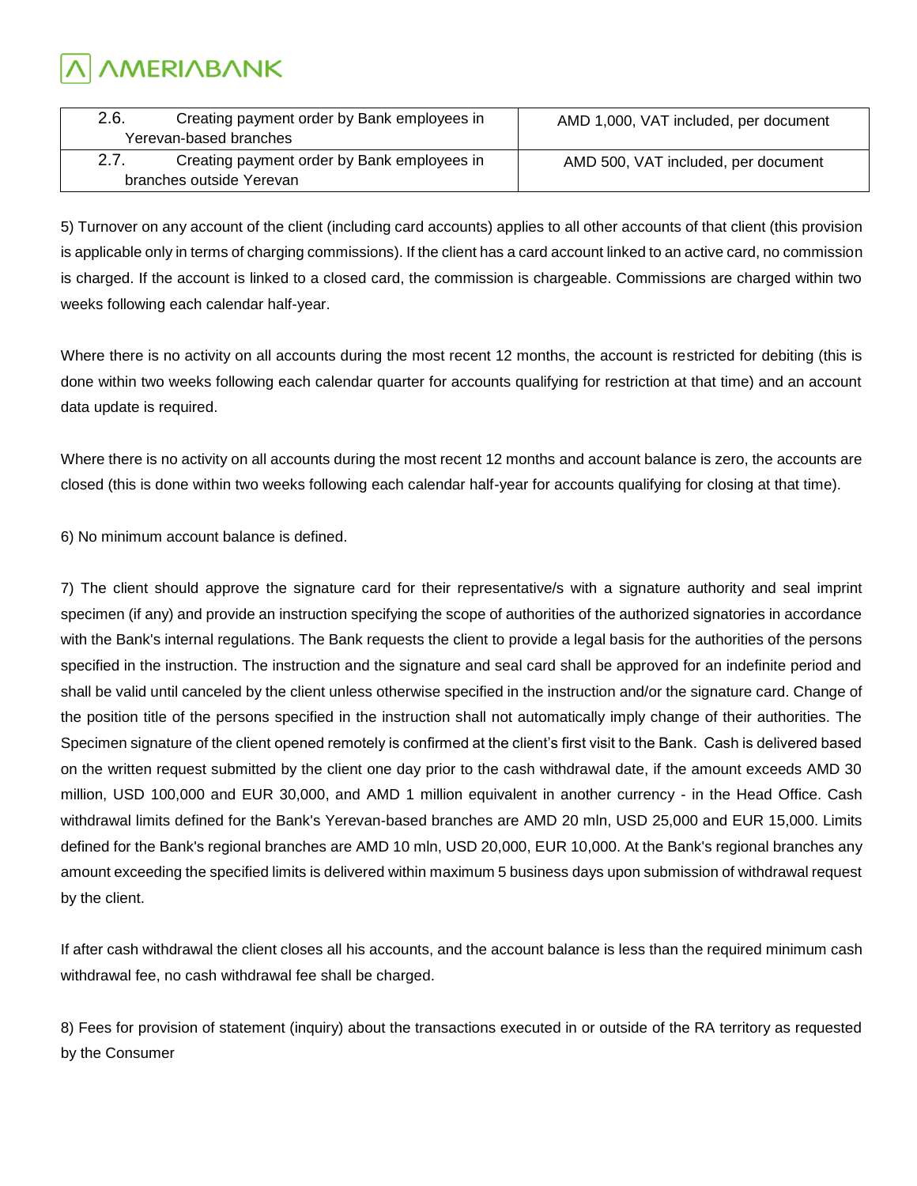| 2.6. Creating payment order by Bank employees in Yerevan-based branches | AMD 1,000, VAT included, per document |
|---|---|
| 2.7. Creating payment order by Bank employees in branches outside Yerevan | AMD 500, VAT included, per document |

5) Turnover on any account of the client (including card accounts) applies to all other accounts of that client (this provision is applicable only in terms of charging commissions). If the client has a card account linked to an active card, no commission is charged. If the account is linked to a closed card, the commission is chargeable. Commissions are charged within two weeks following each calendar half-year.

Where there is no activity on all accounts during the most recent 12 months, the account is restricted for debiting (this is done within two weeks following each calendar quarter for accounts qualifying for restriction at that time) and an account data update is required.

Where there is no activity on all accounts during the most recent 12 months and account balance is zero, the accounts are closed (this is done within two weeks following each calendar half-year for accounts qualifying for closing at that time).

6) No minimum account balance is defined.

7) The client should approve the signature card for their representative/s with a signature authority and seal imprint specimen (if any) and provide an instruction specifying the scope of authorities of the authorized signatories in accordance with the Bank's internal regulations. The Bank requests the client to provide a legal basis for the authorities of the persons specified in the instruction. The instruction and the signature and seal card shall be approved for an indefinite period and shall be valid until canceled by the client unless otherwise specified in the instruction and/or the signature card. Change of the position title of the persons specified in the instruction shall not automatically imply change of their authorities. The Specimen signature of the client opened remotely is confirmed at the client's first visit to the Bank. Cash is delivered based on the written request submitted by the client one day prior to the cash withdrawal date, if the amount exceeds AMD 30 million, USD 100,000 and EUR 30,000, and AMD 1 million equivalent in another currency - in the Head Office. Cash withdrawal limits defined for the Bank's Yerevan-based branches are AMD 20 mln, USD 25,000 and EUR 15,000. Limits defined for the Bank's regional branches are AMD 10 mln, USD 20,000, EUR 10,000. At the Bank's regional branches any amount exceeding the specified limits is delivered within maximum 5 business days upon submission of withdrawal request by the client.

If after cash withdrawal the client closes all his accounts, and the account balance is less than the required minimum cash withdrawal fee, no cash withdrawal fee shall be charged.

8) Fees for provision of statement (inquiry) about the transactions executed in or outside of the RA territory as requested by the Consumer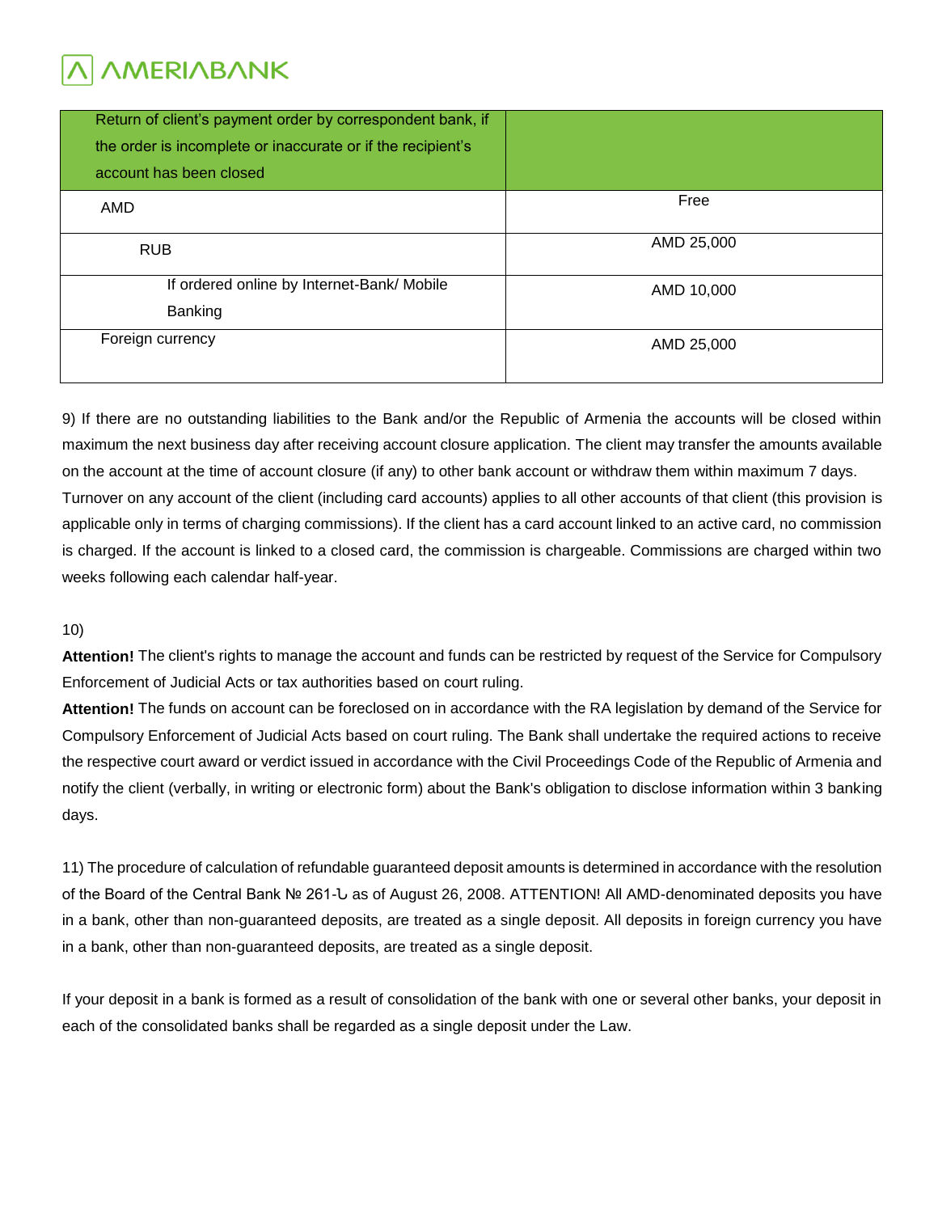| Return of client's payment order by correspondent bank, if the order is incomplete or inaccurate or if the recipient's account has been closed | |
|---|---|
| AMD | Free |
| RUB | AMD 25,000 |
| If ordered online by Internet-Bank/ Mobile Banking | AMD 10,000 |
| Foreign currency | AMD 25,000 |

9) If there are no outstanding liabilities to the Bank and/or the Republic of Armenia the accounts will be closed within maximum the next business day after receiving account closure application. The client may transfer the amounts available on the account at the time of account closure (if any) to other bank account or withdraw them within maximum 7 days. Turnover on any account of the client (including card accounts) applies to all other accounts of that client (this provision is applicable only in terms of charging commissions). If the client has a card account linked to an active card, no commission is charged. If the account is linked to a closed card, the commission is chargeable. Commissions are charged within two weeks following each calendar half-year.

10)

**Attention!** The client's rights to manage the account and funds can be restricted by request of the Service for Compulsory Enforcement of Judicial Acts or tax authorities based on court ruling.

**Attention!** The funds on account can be foreclosed on in accordance with the RA legislation by demand of the Service for Compulsory Enforcement of Judicial Acts based on court ruling. The Bank shall undertake the required actions to receive the respective court award or verdict issued in accordance with the Civil Proceedings Code of the Republic of Armenia and notify the client (verbally, in writing or electronic form) about the Bank's obligation to disclose information within 3 banking days.

11) The procedure of calculation of refundable guaranteed deposit amounts is determined in accordance with the resolution of the Board of the Central Bank № 261-Ն as of August 26, 2008. ATTENTION! All AMD-denominated deposits you have in a bank, other than non-guaranteed deposits, are treated as a single deposit. All deposits in foreign currency you have in a bank, other than non-guaranteed deposits, are treated as a single deposit.

If your deposit in a bank is formed as a result of consolidation of the bank with one or several other banks, your deposit in each of the consolidated banks shall be regarded as a single deposit under the Law.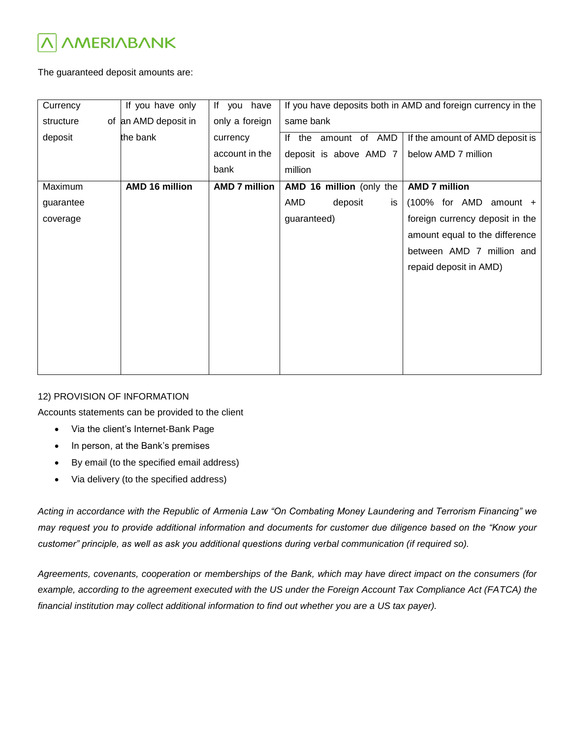The guaranteed deposit amounts are:

| Currency structure of deposit | If you have only an AMD deposit in the bank | If you have only a foreign currency account in the bank | If you have deposits both in AMD and foreign currency in the same bank | |
|---|---|---|---|---|
| | | | If the amount of AMD deposit is above AMD 7 million | If the amount of AMD deposit is below AMD 7 million |
| Maximum guarantee coverage | **AMD 16 million** | **AMD 7 million** | **AMD 16 million** (only the AMD deposit is guaranteed) | **AMD 7 million** (100% for AMD amount + foreign currency deposit in the amount equal to the difference between AMD 7 million and repaid deposit in AMD) |

12) PROVISION OF INFORMATION

Accounts statements can be provided to the client

- Via the client's Internet-Bank Page
- In person, at the Bank's premises
- By email (to the specified email address)
- Via delivery (to the specified address)

*Acting in accordance with the Republic of Armenia Law "On Combating Money Laundering and Terrorism Financing" we may request you to provide additional information and documents for customer due diligence based on the "Know your customer" principle, as well as ask you additional questions during verbal communication (if required so).*

*Agreements, covenants, cooperation or memberships of the Bank, which may have direct impact on the consumers (for example, according to the agreement executed with the US under the Foreign Account Tax Compliance Act (FATCA) the financial institution may collect additional information to find out whether you are a US tax payer).*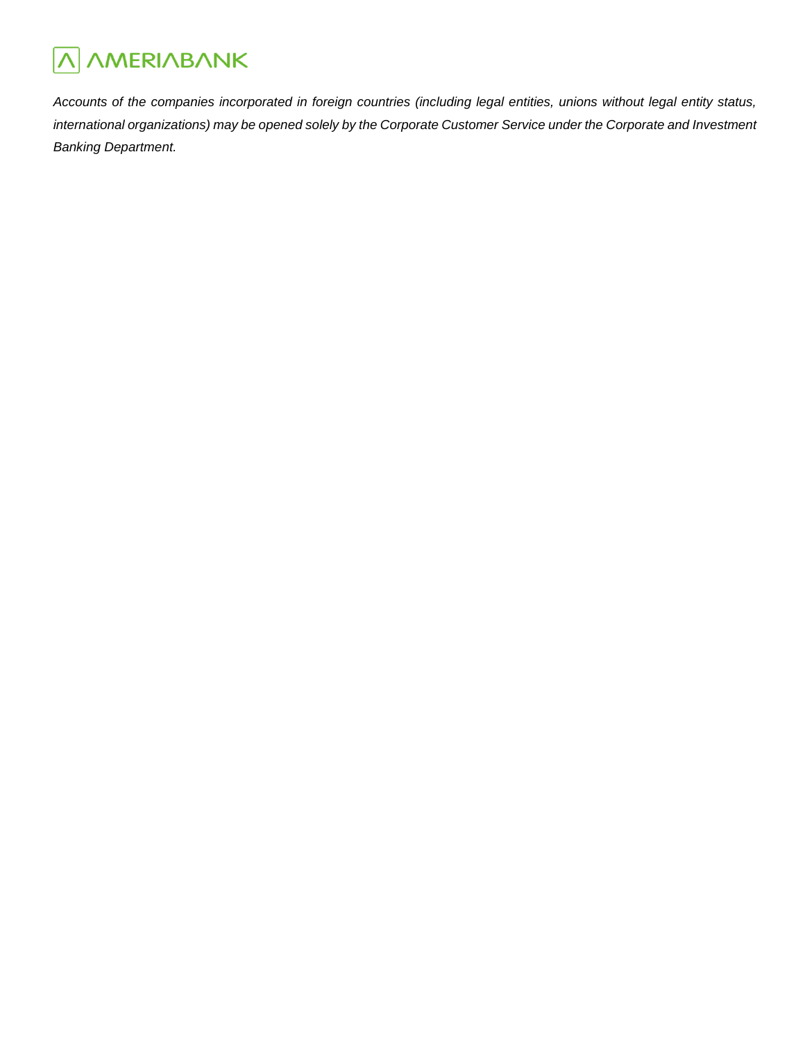*Accounts of the companies incorporated in foreign countries (including legal entities, unions without legal entity status, international organizations) may be opened solely by the Corporate Customer Service under the Corporate and Investment Banking Department.*